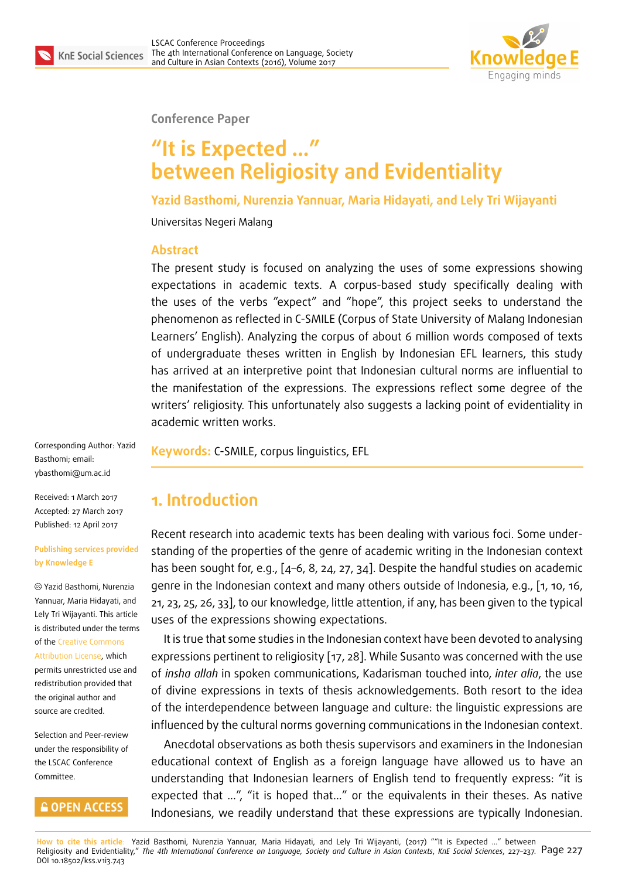Conference Paper

# "It is Expected …" between Religiosity and Evidentiality

**Yazid Basthomi, Nurenzia Yannuar, Maria Hidayati, and Lely Tri Wijayanti**

Universitas Negeri Malang

## Abstract

The present study is focused on analyzing the uses of some expressions showing expectations in academic texts. A corpus-based study specifically dealing with the uses of the verbs "expect" and "hope", this project seeks to understand the phenomenon as reflected in C-SMILE (Corpus of State University of Malang Indonesian Learners' English). Analyzing the corpus of about 6 million words composed of texts of undergraduate theses written in English by Indonesian EFL learners, this study has arrived at an interpretive point that Indonesian cultural norms are influential to the manifestation of the expressions. The expressions reflect some degree of the writers' religiosity. This unfortunately also suggests a lacking point of evidentiality in academic written works.

**Keywords:** C-SMILE, corpus linguistics, EFL

Corresponding Author: Yazid Basthomi; email: ybasthomi@um.ac.id

Received: 1 March 2017
Accepted: 27 March 2017
Published: 12 April 2017

**Publishing services provided by Knowledge E**

© Yazid Basthomi, Nurenzia Yannuar, Maria Hidayati, and Lely Tri Wijayanti. This article is distributed under the terms of the Creative Commons Attribution License, which permits unrestricted use and redistribution provided that the original author and source are credited.

Selection and Peer-review under the responsibility of the LSCAC Conference Committee.

OPEN ACCESS

## 1. Introduction

Recent research into academic texts has been dealing with various foci. Some understanding of the properties of the genre of academic writing in the Indonesian context has been sought for, e.g., [4–6, 8, 24, 27, 34]. Despite the handful studies on academic genre in the Indonesian context and many others outside of Indonesia, e.g., [1, 10, 16, 21, 23, 25, 26, 33], to our knowledge, little attention, if any, has been given to the typical uses of the expressions showing expectations.

It is true that some studies in the Indonesian context have been devoted to analysing expressions pertinent to religiosity [17, 28]. While Susanto was concerned with the use of *insha allah* in spoken communications, Kadarisman touched into, *inter alia*, the use of divine expressions in texts of thesis acknowledgements. Both resort to the idea of the interdependence between language and culture: the linguistic expressions are influenced by the cultural norms governing communications in the Indonesian context.

Anecdotal observations as both thesis supervisors and examiners in the Indonesian educational context of English as a foreign language have allowed us to have an understanding that Indonesian learners of English tend to frequently express: "it is expected that …", "it is hoped that…" or the equivalents in their theses. As native Indonesians, we readily understand that these expressions are typically Indonesian.

How to cite this article: Yazid Basthomi, Nurenzia Yannuar, Maria Hidayati, and Lely Tri Wijayanti, (2017) ""It is Expected …" between Religiosity and Evidentiality," *The 4th International Conference on Language, Society and Culture in Asian Contexts*, *KnE Social Sciences*, 227–237. DOI 10.18502/kss.v1i3.743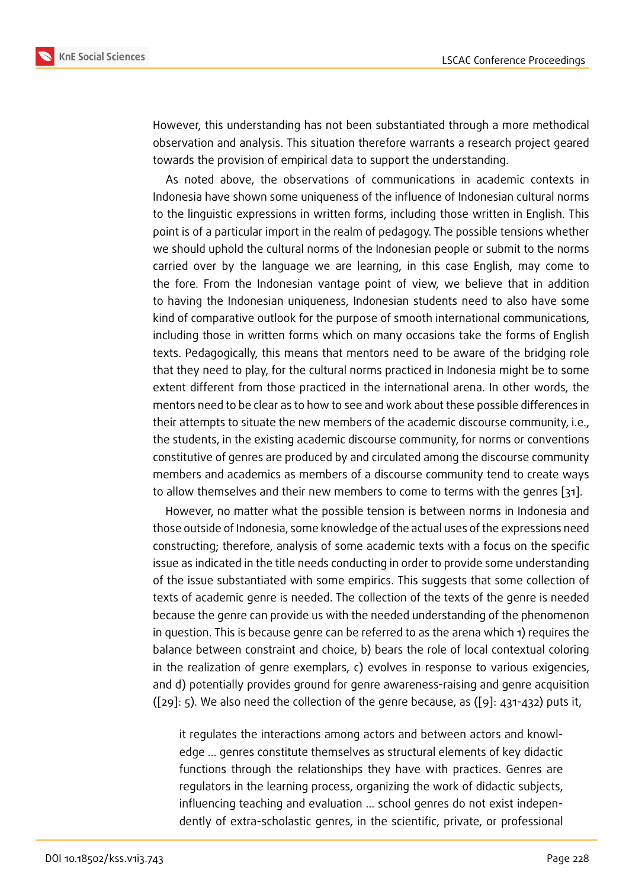However, this understanding has not been substantiated through a more methodical observation and analysis. This situation therefore warrants a research project geared towards the provision of empirical data to support the understanding.

As noted above, the observations of communications in academic contexts in Indonesia have shown some uniqueness of the influence of Indonesian cultural norms to the linguistic expressions in written forms, including those written in English. This point is of a particular import in the realm of pedagogy. The possible tensions whether we should uphold the cultural norms of the Indonesian people or submit to the norms carried over by the language we are learning, in this case English, may come to the fore. From the Indonesian vantage point of view, we believe that in addition to having the Indonesian uniqueness, Indonesian students need to also have some kind of comparative outlook for the purpose of smooth international communications, including those in written forms which on many occasions take the forms of English texts. Pedagogically, this means that mentors need to be aware of the bridging role that they need to play, for the cultural norms practiced in Indonesia might be to some extent different from those practiced in the international arena. In other words, the mentors need to be clear as to how to see and work about these possible differences in their attempts to situate the new members of the academic discourse community, i.e., the students, in the existing academic discourse community, for norms or conventions constitutive of genres are produced by and circulated among the discourse community members and academics as members of a discourse community tend to create ways to allow themselves and their new members to come to terms with the genres [31].

However, no matter what the possible tension is between norms in Indonesia and those outside of Indonesia, some knowledge of the actual uses of the expressions need constructing; therefore, analysis of some academic texts with a focus on the specific issue as indicated in the title needs conducting in order to provide some understanding of the issue substantiated with some empirics. This suggests that some collection of texts of academic genre is needed. The collection of the texts of the genre is needed because the genre can provide us with the needed understanding of the phenomenon in question. This is because genre can be referred to as the arena which 1) requires the balance between constraint and choice, b) bears the role of local contextual coloring in the realization of genre exemplars, c) evolves in response to various exigencies, and d) potentially provides ground for genre awareness-raising and genre acquisition ([29]: 5). We also need the collection of the genre because, as ([9]: 431-432) puts it,

> it regulates the interactions among actors and between actors and knowledge ... genres constitute themselves as structural elements of key didactic functions through the relationships they have with practices. Genres are regulators in the learning process, organizing the work of didactic subjects, influencing teaching and evaluation ... school genres do not exist independently of extra-scholastic genres, in the scientific, private, or professional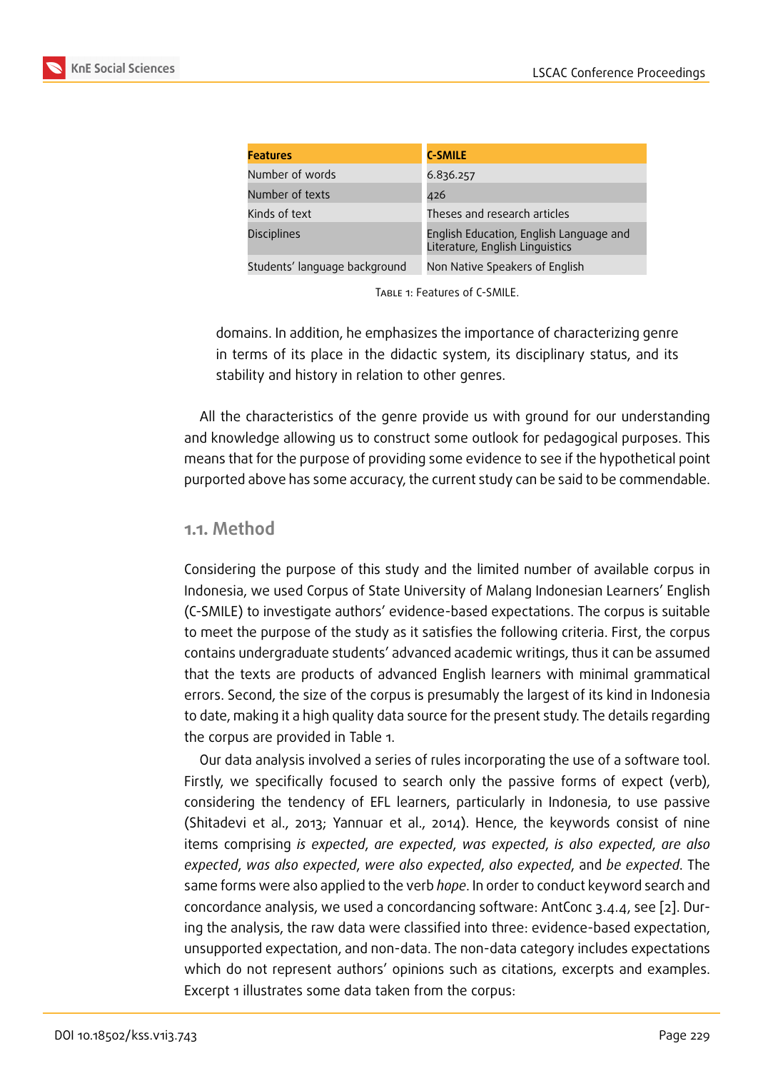| Features | C-SMILE |
|---|---|
| Number of words | 6.836.257 |
| Number of texts | 426 |
| Kinds of text | Theses and research articles |
| Disciplines | English Education, English Language and Literature, English Linguistics |
| Students' language background | Non Native Speakers of English |

Table 1: Features of C-SMILE.

> domains. In addition, he emphasizes the importance of characterizing genre in terms of its place in the didactic system, its disciplinary status, and its stability and history in relation to other genres.

All the characteristics of the genre provide us with ground for our understanding and knowledge allowing us to construct some outlook for pedagogical purposes. This means that for the purpose of providing some evidence to see if the hypothetical point purported above has some accuracy, the current study can be said to be commendable.

## 1.1. Method

Considering the purpose of this study and the limited number of available corpus in Indonesia, we used Corpus of State University of Malang Indonesian Learners' English (C-SMILE) to investigate authors' evidence-based expectations. The corpus is suitable to meet the purpose of the study as it satisfies the following criteria. First, the corpus contains undergraduate students' advanced academic writings, thus it can be assumed that the texts are products of advanced English learners with minimal grammatical errors. Second, the size of the corpus is presumably the largest of its kind in Indonesia to date, making it a high quality data source for the present study. The details regarding the corpus are provided in Table 1.

Our data analysis involved a series of rules incorporating the use of a software tool. Firstly, we specifically focused to search only the passive forms of expect (verb), considering the tendency of EFL learners, particularly in Indonesia, to use passive (Shitadevi et al., 2013; Yannuar et al., 2014). Hence, the keywords consist of nine items comprising *is expected*, *are expected*, *was expected*, *is also expected*, *are also expected*, *was also expected*, *were also expected*, *also expected*, and *be expected*. The same forms were also applied to the verb *hope*. In order to conduct keyword search and concordance analysis, we used a concordancing software: AntConc 3.4.4, see [2]. During the analysis, the raw data were classified into three: evidence-based expectation, unsupported expectation, and non-data. The non-data category includes expectations which do not represent authors' opinions such as citations, excerpts and examples. Excerpt 1 illustrates some data taken from the corpus: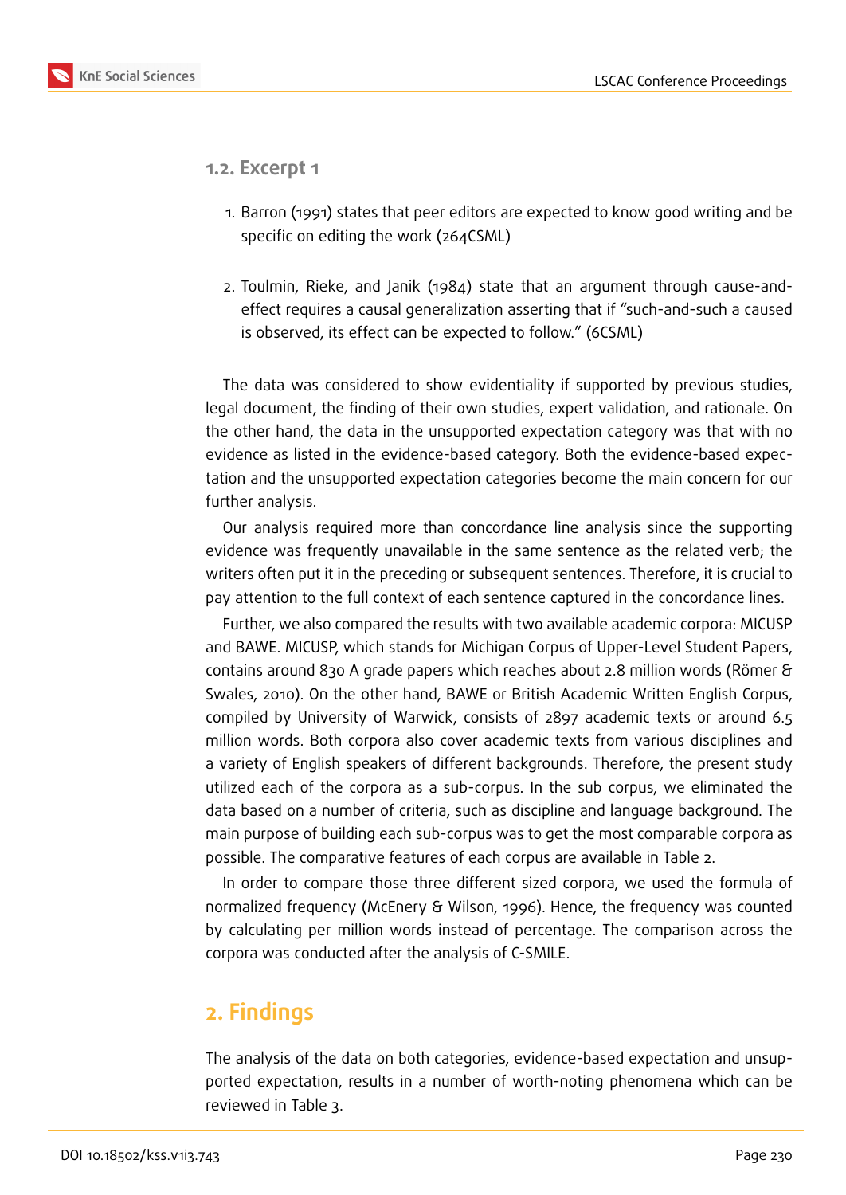### 1.2. Excerpt 1

1. Barron (1991) states that peer editors are expected to know good writing and be specific on editing the work (264CSML)

2. Toulmin, Rieke, and Janik (1984) state that an argument through cause-and-effect requires a causal generalization asserting that if "such-and-such a caused is observed, its effect can be expected to follow." (6CSML)

The data was considered to show evidentiality if supported by previous studies, legal document, the finding of their own studies, expert validation, and rationale. On the other hand, the data in the unsupported expectation category was that with no evidence as listed in the evidence-based category. Both the evidence-based expectation and the unsupported expectation categories become the main concern for our further analysis.

Our analysis required more than concordance line analysis since the supporting evidence was frequently unavailable in the same sentence as the related verb; the writers often put it in the preceding or subsequent sentences. Therefore, it is crucial to pay attention to the full context of each sentence captured in the concordance lines.

Further, we also compared the results with two available academic corpora: MICUSP and BAWE. MICUSP, which stands for Michigan Corpus of Upper-Level Student Papers, contains around 830 A grade papers which reaches about 2.8 million words (Römer & Swales, 2010). On the other hand, BAWE or British Academic Written English Corpus, compiled by University of Warwick, consists of 2897 academic texts or around 6.5 million words. Both corpora also cover academic texts from various disciplines and a variety of English speakers of different backgrounds. Therefore, the present study utilized each of the corpora as a sub-corpus. In the sub corpus, we eliminated the data based on a number of criteria, such as discipline and language background. The main purpose of building each sub-corpus was to get the most comparable corpora as possible. The comparative features of each corpus are available in Table 2.

In order to compare those three different sized corpora, we used the formula of normalized frequency (McEnery & Wilson, 1996). Hence, the frequency was counted by calculating per million words instead of percentage. The comparison across the corpora was conducted after the analysis of C-SMILE.

## 2. Findings

The analysis of the data on both categories, evidence-based expectation and unsupported expectation, results in a number of worth-noting phenomena which can be reviewed in Table 3.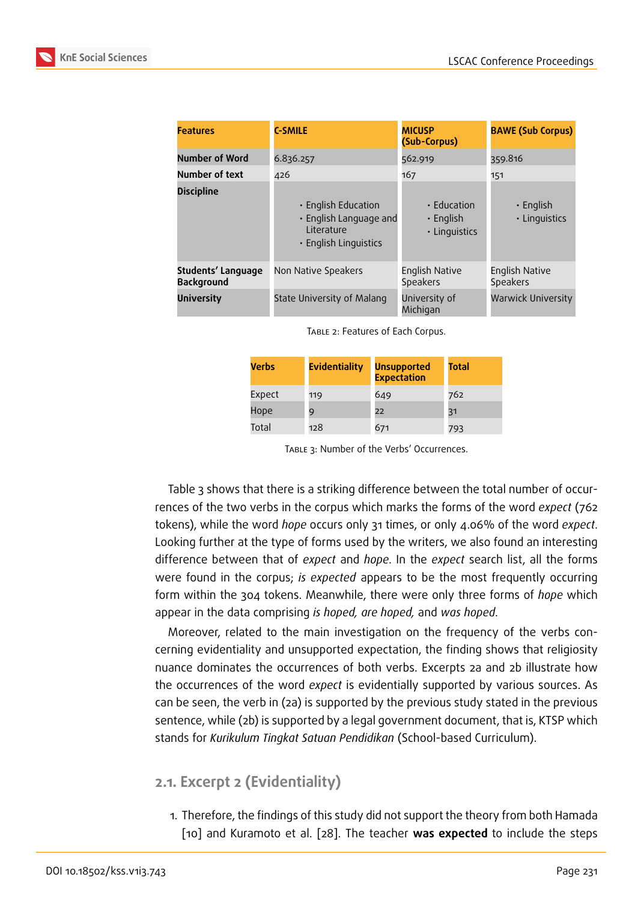| Features | C-SMILE | MICUSP (Sub-Corpus) | BAWE (Sub Corpus) |
|---|---|---|---|
| Number of Word | 6.836.257 | 562.919 | 359.816 |
| Number of text | 426 | 167 | 151 |
| Discipline | • English Education<br>• English Language and Literature<br>• English Linguistics | • Education<br>• English<br>• Linguistics | • English<br>• Linguistics |
| Students' Language Background | Non Native Speakers | English Native Speakers | English Native Speakers |
| University | State University of Malang | University of Michigan | Warwick University |

Table 2: Features of Each Corpus.

| Verbs | Evidentiality | Unsupported Expectation | Total |
|---|---|---|---|
| Expect | 119 | 649 | 762 |
| Hope | 9 | 22 | 31 |
| Total | 128 | 671 | 793 |

Table 3: Number of the Verbs' Occurrences.

Table 3 shows that there is a striking difference between the total number of occurrences of the two verbs in the corpus which marks the forms of the word *expect* (762 tokens), while the word *hope* occurs only 31 times, or only 4.06% of the word *expect*. Looking further at the type of forms used by the writers, we also found an interesting difference between that of *expect* and *hope*. In the *expect* search list, all the forms were found in the corpus; *is expected* appears to be the most frequently occurring form within the 304 tokens. Meanwhile, there were only three forms of *hope* which appear in the data comprising *is hoped, are hoped,* and *was hoped*.

Moreover, related to the main investigation on the frequency of the verbs concerning evidentiality and unsupported expectation, the finding shows that religiosity nuance dominates the occurrences of both verbs. Excerpts 2a and 2b illustrate how the occurrences of the word *expect* is evidentially supported by various sources. As can be seen, the verb in (2a) is supported by the previous study stated in the previous sentence, while (2b) is supported by a legal government document, that is, KTSP which stands for *Kurikulum Tingkat Satuan Pendidikan* (School-based Curriculum).

## 2.1. Excerpt 2 (Evidentiality)

1. Therefore, the findings of this study did not support the theory from both Hamada [10] and Kuramoto et al. [28]. The teacher **was expected** to include the steps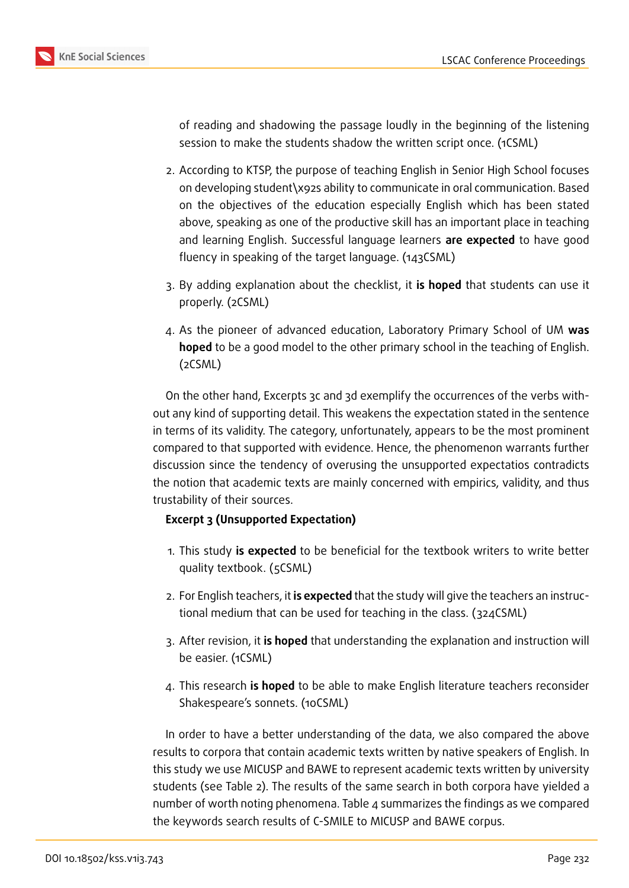of reading and shadowing the passage loudly in the beginning of the listening session to make the students shadow the written script once. (1CSML)

2. According to KTSP, the purpose of teaching English in Senior High School focuses on developing student\x92s ability to communicate in oral communication. Based on the objectives of the education especially English which has been stated above, speaking as one of the productive skill has an important place in teaching and learning English. Successful language learners **are expected** to have good fluency in speaking of the target language. (143CSML)

3. By adding explanation about the checklist, it **is hoped** that students can use it properly. (2CSML)

4. As the pioneer of advanced education, Laboratory Primary School of UM **was hoped** to be a good model to the other primary school in the teaching of English. (2CSML)

On the other hand, Excerpts 3c and 3d exemplify the occurrences of the verbs without any kind of supporting detail. This weakens the expectation stated in the sentence in terms of its validity. The category, unfortunately, appears to be the most prominent compared to that supported with evidence. Hence, the phenomenon warrants further discussion since the tendency of overusing the unsupported expectatios contradicts the notion that academic texts are mainly concerned with empirics, validity, and thus trustability of their sources.

**Excerpt 3 (Unsupported Expectation)**

1. This study **is expected** to be beneficial for the textbook writers to write better quality textbook. (5CSML)

2. For English teachers, it **is expected** that the study will give the teachers an instructional medium that can be used for teaching in the class. (324CSML)

3. After revision, it **is hoped** that understanding the explanation and instruction will be easier. (1CSML)

4. This research **is hoped** to be able to make English literature teachers reconsider Shakespeare's sonnets. (10CSML)

In order to have a better understanding of the data, we also compared the above results to corpora that contain academic texts written by native speakers of English. In this study we use MICUSP and BAWE to represent academic texts written by university students (see Table 2). The results of the same search in both corpora have yielded a number of worth noting phenomena. Table 4 summarizes the findings as we compared the keywords search results of C-SMILE to MICUSP and BAWE corpus.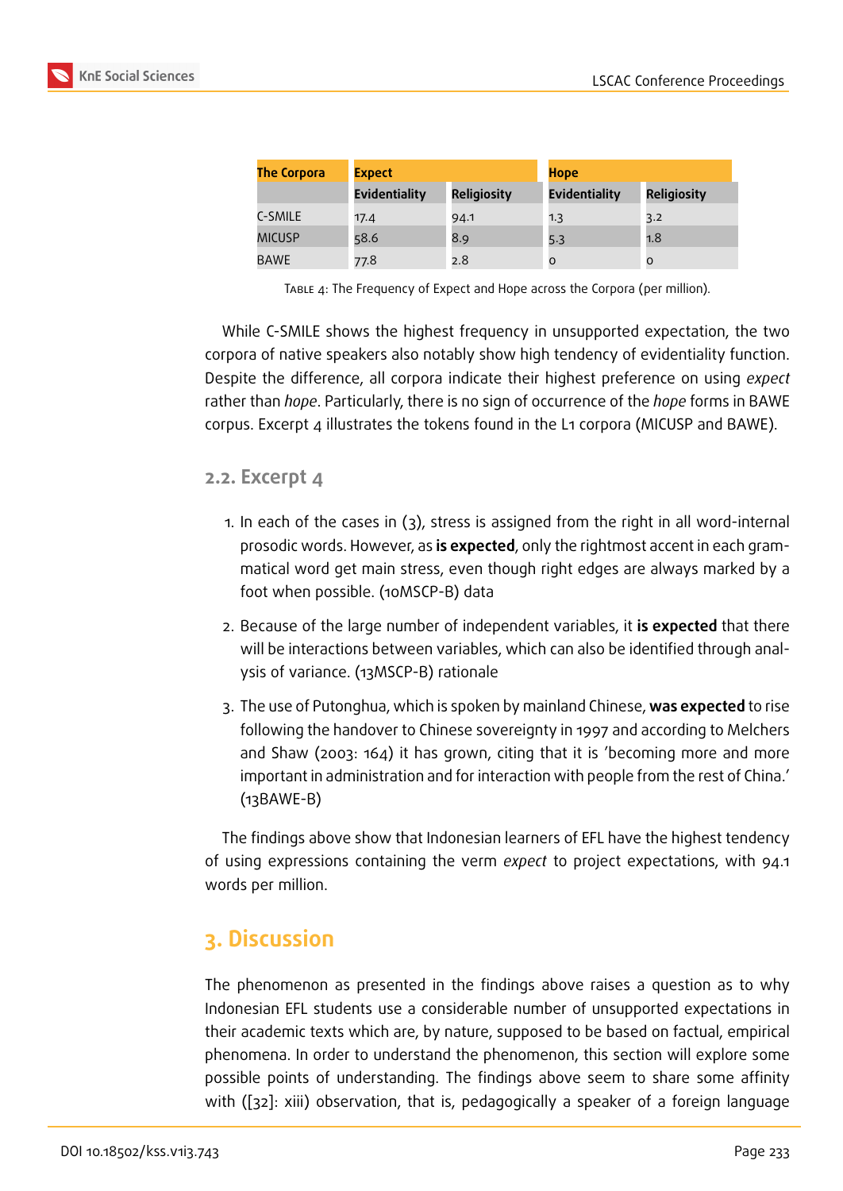| The Corpora | Expect | | Hope | |
|---|---|---|---|---|
| | Evidentiality | Religiosity | Evidentiality | Religiosity |
| C-SMILE | 17.4 | 94.1 | 1.3 | 3.2 |
| MICUSP | 58.6 | 8.9 | 5.3 | 1.8 |
| BAWE | 77.8 | 2.8 | 0 | 0 |

Table 4: The Frequency of Expect and Hope across the Corpora (per million).

While C-SMILE shows the highest frequency in unsupported expectation, the two corpora of native speakers also notably show high tendency of evidentiality function. Despite the difference, all corpora indicate their highest preference on using *expect* rather than *hope*. Particularly, there is no sign of occurrence of the *hope* forms in BAWE corpus. Excerpt 4 illustrates the tokens found in the L1 corpora (MICUSP and BAWE).

### 2.2. Excerpt 4

1. In each of the cases in (3), stress is assigned from the right in all word-internal prosodic words. However, as **is expected**, only the rightmost accent in each grammatical word get main stress, even though right edges are always marked by a foot when possible. (10MSCP-B) data

2. Because of the large number of independent variables, it **is expected** that there will be interactions between variables, which can also be identified through analysis of variance. (13MSCP-B) rationale

3. The use of Putonghua, which is spoken by mainland Chinese, **was expected** to rise following the handover to Chinese sovereignty in 1997 and according to Melchers and Shaw (2003: 164) it has grown, citing that it is 'becoming more and more important in administration and for interaction with people from the rest of China.' (13BAWE-B)

The findings above show that Indonesian learners of EFL have the highest tendency of using expressions containing the verm *expect* to project expectations, with 94.1 words per million.

## 3. Discussion

The phenomenon as presented in the findings above raises a question as to why Indonesian EFL students use a considerable number of unsupported expectations in their academic texts which are, by nature, supposed to be based on factual, empirical phenomena. In order to understand the phenomenon, this section will explore some possible points of understanding. The findings above seem to share some affinity with ([32]: xiii) observation, that is, pedagogically a speaker of a foreign language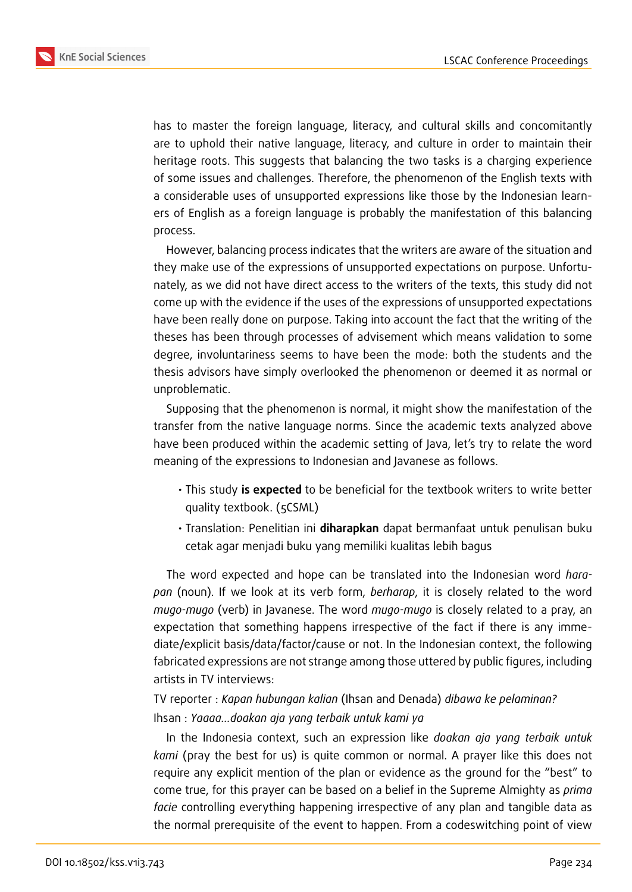has to master the foreign language, literacy, and cultural skills and concomitantly are to uphold their native language, literacy, and culture in order to maintain their heritage roots. This suggests that balancing the two tasks is a charging experience of some issues and challenges. Therefore, the phenomenon of the English texts with a considerable uses of unsupported expressions like those by the Indonesian learners of English as a foreign language is probably the manifestation of this balancing process.

However, balancing process indicates that the writers are aware of the situation and they make use of the expressions of unsupported expectations on purpose. Unfortunately, as we did not have direct access to the writers of the texts, this study did not come up with the evidence if the uses of the expressions of unsupported expectations have been really done on purpose. Taking into account the fact that the writing of the theses has been through processes of advisement which means validation to some degree, involuntariness seems to have been the mode: both the students and the thesis advisors have simply overlooked the phenomenon or deemed it as normal or unproblematic.

Supposing that the phenomenon is normal, it might show the manifestation of the transfer from the native language norms. Since the academic texts analyzed above have been produced within the academic setting of Java, let's try to relate the word meaning of the expressions to Indonesian and Javanese as follows.

- This study **is expected** to be beneficial for the textbook writers to write better quality textbook. (5CSML)
- Translation: Penelitian ini **diharapkan** dapat bermanfaat untuk penulisan buku cetak agar menjadi buku yang memiliki kualitas lebih bagus

The word expected and hope can be translated into the Indonesian word *harapan* (noun). If we look at its verb form, *berharap*, it is closely related to the word *mugo-mugo* (verb) in Javanese. The word *mugo-mugo* is closely related to a pray, an expectation that something happens irrespective of the fact if there is any immediate/explicit basis/data/factor/cause or not. In the Indonesian context, the following fabricated expressions are not strange among those uttered by public figures, including artists in TV interviews:

TV reporter : *Kapan hubungan kalian* (Ihsan and Denada) *dibawa ke pelaminan?*

Ihsan : *Yaaaa…doakan aja yang terbaik untuk kami ya*

In the Indonesia context, such an expression like *doakan aja yang terbaik untuk kami* (pray the best for us) is quite common or normal. A prayer like this does not require any explicit mention of the plan or evidence as the ground for the "best" to come true, for this prayer can be based on a belief in the Supreme Almighty as *prima facie* controlling everything happening irrespective of any plan and tangible data as the normal prerequisite of the event to happen. From a codeswitching point of view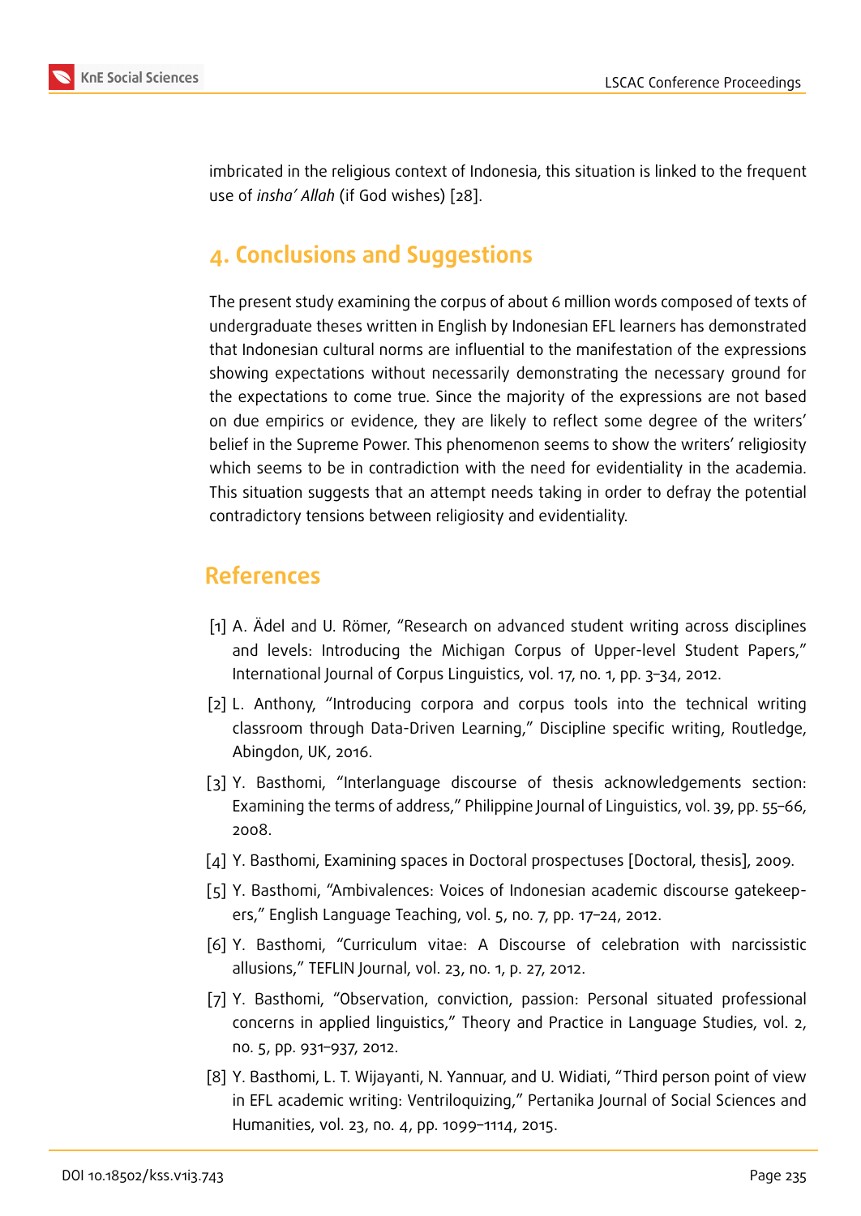imbricated in the religious context of Indonesia, this situation is linked to the frequent use of *insha' Allah* (if God wishes) [28].

## 4. Conclusions and Suggestions

The present study examining the corpus of about 6 million words composed of texts of undergraduate theses written in English by Indonesian EFL learners has demonstrated that Indonesian cultural norms are influential to the manifestation of the expressions showing expectations without necessarily demonstrating the necessary ground for the expectations to come true. Since the majority of the expressions are not based on due empirics or evidence, they are likely to reflect some degree of the writers' belief in the Supreme Power. This phenomenon seems to show the writers' religiosity which seems to be in contradiction with the need for evidentiality in the academia. This situation suggests that an attempt needs taking in order to defray the potential contradictory tensions between religiosity and evidentiality.

## References

[1] A. Ädel and U. Römer, "Research on advanced student writing across disciplines and levels: Introducing the Michigan Corpus of Upper-level Student Papers," International Journal of Corpus Linguistics, vol. 17, no. 1, pp. 3–34, 2012.

[2] L. Anthony, "Introducing corpora and corpus tools into the technical writing classroom through Data-Driven Learning," Discipline specific writing, Routledge, Abingdon, UK, 2016.

[3] Y. Basthomi, "Interlanguage discourse of thesis acknowledgements section: Examining the terms of address," Philippine Journal of Linguistics, vol. 39, pp. 55–66, 2008.

[4] Y. Basthomi, Examining spaces in Doctoral prospectuses [Doctoral, thesis], 2009.

[5] Y. Basthomi, "Ambivalences: Voices of Indonesian academic discourse gatekeepers," English Language Teaching, vol. 5, no. 7, pp. 17–24, 2012.

[6] Y. Basthomi, "Curriculum vitae: A Discourse of celebration with narcissistic allusions," TEFLIN Journal, vol. 23, no. 1, p. 27, 2012.

[7] Y. Basthomi, "Observation, conviction, passion: Personal situated professional concerns in applied linguistics," Theory and Practice in Language Studies, vol. 2, no. 5, pp. 931–937, 2012.

[8] Y. Basthomi, L. T. Wijayanti, N. Yannuar, and U. Widiati, "Third person point of view in EFL academic writing: Ventriloquizing," Pertanika Journal of Social Sciences and Humanities, vol. 23, no. 4, pp. 1099–1114, 2015.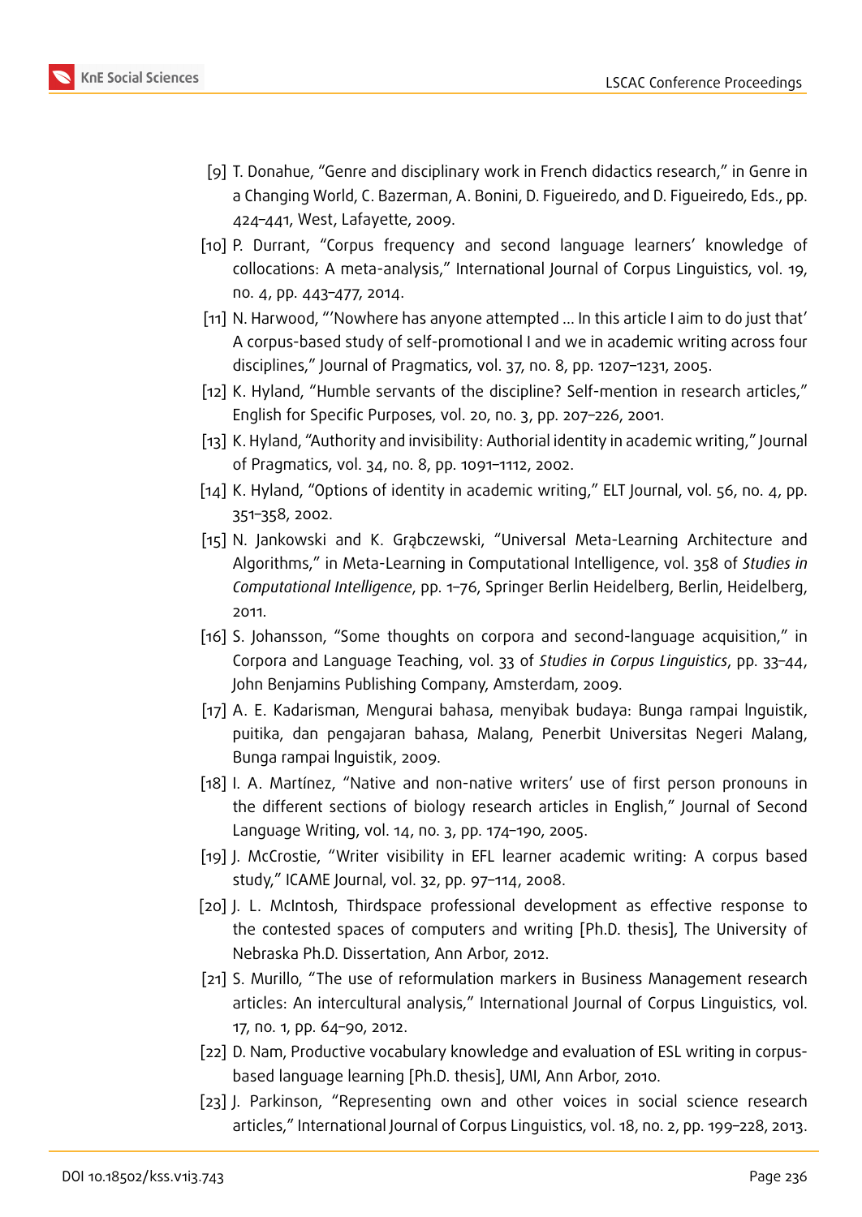[9] T. Donahue, “Genre and disciplinary work in French didactics research,” in Genre in a Changing World, C. Bazerman, A. Bonini, D. Figueiredo, and D. Figueiredo, Eds., pp. 424–441, West, Lafayette, 2009.

[10] P. Durrant, “Corpus frequency and second language learners’ knowledge of collocations: A meta-analysis,” International Journal of Corpus Linguistics, vol. 19, no. 4, pp. 443–477, 2014.

[11] N. Harwood, “‘Nowhere has anyone attempted ... In this article I aim to do just that’ A corpus-based study of self-promotional I and we in academic writing across four disciplines,” Journal of Pragmatics, vol. 37, no. 8, pp. 1207–1231, 2005.

[12] K. Hyland, “Humble servants of the discipline? Self-mention in research articles,” English for Specific Purposes, vol. 20, no. 3, pp. 207–226, 2001.

[13] K. Hyland, “Authority and invisibility: Authorial identity in academic writing,” Journal of Pragmatics, vol. 34, no. 8, pp. 1091–1112, 2002.

[14] K. Hyland, “Options of identity in academic writing,” ELT Journal, vol. 56, no. 4, pp. 351–358, 2002.

[15] N. Jankowski and K. Grąbczewski, “Universal Meta-Learning Architecture and Algorithms,” in Meta-Learning in Computational Intelligence, vol. 358 of *Studies in Computational Intelligence*, pp. 1–76, Springer Berlin Heidelberg, Berlin, Heidelberg, 2011.

[16] S. Johansson, “Some thoughts on corpora and second-language acquisition,” in Corpora and Language Teaching, vol. 33 of *Studies in Corpus Linguistics*, pp. 33–44, John Benjamins Publishing Company, Amsterdam, 2009.

[17] A. E. Kadarisman, Mengurai bahasa, menyibak budaya: Bunga rampai lnguistik, puitika, dan pengajaran bahasa, Malang, Penerbit Universitas Negeri Malang, Bunga rampai lnguistik, 2009.

[18] I. A. Martínez, “Native and non-native writers’ use of first person pronouns in the different sections of biology research articles in English,” Journal of Second Language Writing, vol. 14, no. 3, pp. 174–190, 2005.

[19] J. McCrostie, “Writer visibility in EFL learner academic writing: A corpus based study,” ICAME Journal, vol. 32, pp. 97–114, 2008.

[20] J. L. McIntosh, Thirdspace professional development as effective response to the contested spaces of computers and writing [Ph.D. thesis], The University of Nebraska Ph.D. Dissertation, Ann Arbor, 2012.

[21] S. Murillo, “The use of reformulation markers in Business Management research articles: An intercultural analysis,” International Journal of Corpus Linguistics, vol. 17, no. 1, pp. 64–90, 2012.

[22] D. Nam, Productive vocabulary knowledge and evaluation of ESL writing in corpus-based language learning [Ph.D. thesis], UMI, Ann Arbor, 2010.

[23] J. Parkinson, “Representing own and other voices in social science research articles,” International Journal of Corpus Linguistics, vol. 18, no. 2, pp. 199–228, 2013.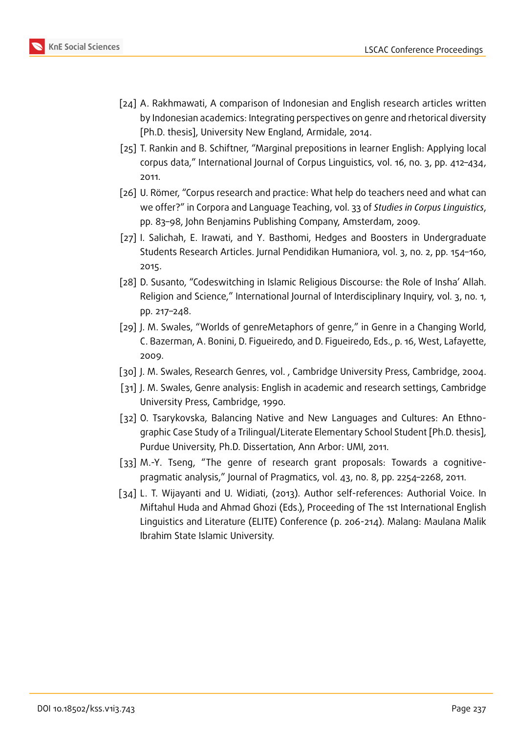[24] A. Rakhmawati, A comparison of Indonesian and English research articles written by Indonesian academics: Integrating perspectives on genre and rhetorical diversity [Ph.D. thesis], University New England, Armidale, 2014.

[25] T. Rankin and B. Schiftner, "Marginal prepositions in learner English: Applying local corpus data," International Journal of Corpus Linguistics, vol. 16, no. 3, pp. 412–434, 2011.

[26] U. Römer, "Corpus research and practice: What help do teachers need and what can we offer?" in Corpora and Language Teaching, vol. 33 of *Studies in Corpus Linguistics*, pp. 83–98, John Benjamins Publishing Company, Amsterdam, 2009.

[27] I. Salichah, E. Irawati, and Y. Basthomi, Hedges and Boosters in Undergraduate Students Research Articles. Jurnal Pendidikan Humaniora, vol. 3, no. 2, pp. 154–160, 2015.

[28] D. Susanto, "Codeswitching in Islamic Religious Discourse: the Role of Insha' Allah. Religion and Science," International Journal of Interdisciplinary Inquiry, vol. 3, no. 1, pp. 217–248.

[29] J. M. Swales, "Worlds of genreMetaphors of genre," in Genre in a Changing World, C. Bazerman, A. Bonini, D. Figueiredo, and D. Figueiredo, Eds., p. 16, West, Lafayette, 2009.

[30] J. M. Swales, Research Genres, vol. , Cambridge University Press, Cambridge, 2004.

[31] J. M. Swales, Genre analysis: English in academic and research settings, Cambridge University Press, Cambridge, 1990.

[32] O. Tsarykovska, Balancing Native and New Languages and Cultures: An Ethnographic Case Study of a Trilingual/Literate Elementary School Student [Ph.D. thesis], Purdue University, Ph.D. Dissertation, Ann Arbor: UMI, 2011.

[33] M.-Y. Tseng, "The genre of research grant proposals: Towards a cognitive-pragmatic analysis," Journal of Pragmatics, vol. 43, no. 8, pp. 2254–2268, 2011.

[34] L. T. Wijayanti and U. Widiati, (2013). Author self-references: Authorial Voice. In Miftahul Huda and Ahmad Ghozi (Eds.), Proceeding of The 1st International English Linguistics and Literature (ELITE) Conference (p. 206-214). Malang: Maulana Malik Ibrahim State Islamic University.